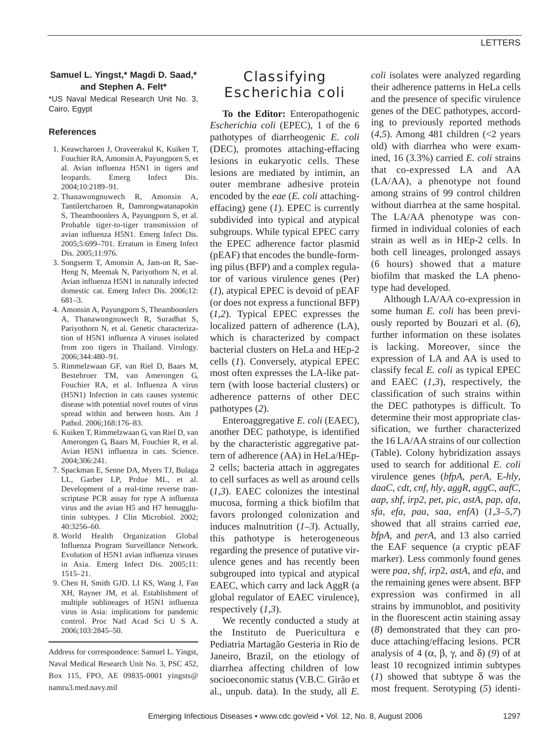**Samuel L. Yingst,\* Magdi D. Saad,\* and Stephen A. Felt\***

\*US Naval Medical Research Unit No. 3, Cairo, Egypt

### References

1. Keawcharoen J, Oraveerakul K, Kuiken T, Fouchier RA, Amonsin A, Payungporn S, et al. Avian influenza H5N1 in tigers and leopards. Emerg Infect Dis. 2004;10:2189–91.
2. Thanawongnuwech R, Amonsin A, Tantilertcharoen R, Damrongwatanapokin S, Theamboonlers A, Payungporn S, et al. Probable tiger-to-tiger transmission of avian influenza H5N1. Emerg Infect Dis. 2005;5:699–701. Erratum in Emerg Infect Dis. 2005;11:976.
3. Songserm T, Amonsin A, Jam-on R, Sae-Heng N, Meemak N, Pariyothorn N, et al. Avian influenza H5N1 in naturally infected domestic cat. Emerg Infect Dis. 2006;12:681–3.
4. Amonsin A, Payungporn S, Theamboonlers A, Thanawongnuwech R, Suradhat S, Pariyothorn N, et al. Genetic characterization of H5N1 influenza A viruses isolated from zoo tigers in Thailand. Virology. 2006;344:480–91.
5. Rimmelzwaan GF, van Riel D, Baars M, Bestebroer TM, van Amerongen G, Fouchier RA, et al. Influenza A virus (H5N1) Infection in cats causes systemic disease with potential novel routes of virus spread within and between hosts. Am J Pathol. 2006;168:176–83.
6. Kuiken T, Rimmelzwaan G, van Riel D, van Amerongen G, Baars M, Fouchier R, et al. Avian H5N1 influenza in cats. Science. 2004;306:241.
7. Spackman E, Senne DA, Myers TJ, Bulaga LL, Garber LP, Prdue ML, et al. Development of a real-time reverse transcriptase PCR assay for type A influenza virus and the avian H5 and H7 hemagglutinin subtypes. J Clin Microbiol. 2002;40:3256–60.
8. World Health Organization Global Influenza Program Surveillance Network. Evolution of H5N1 avian influenza viruses in Asia. Emerg Infect Dis. 2005;11:1515–21.
9. Chen H, Smith GJD. LI KS, Wang J, Fan XH, Rayner JM, et al. Establishment of multiple sublineages of H5N1 influenza virus in Asia: implications for pandemic control. Proc Natl Acad Sci U S A. 2006;103:2845–50.

Address for correspondence: Samuel L. Yingst, Naval Medical Research Unit No. 3, PSC 452, Box 115, FPO, AE 09835-0001 yingsts@namru3.med.navy.mil

# Classifying *Escherichia coli*

**To the Editor:** Enteropathogenic *Escherichia coli* (EPEC), 1 of the 6 pathotypes of diarrheogenic *E. coli* (DEC), promotes attaching-effacing lesions in eukaryotic cells. These lesions are mediated by intimin, an outer membrane adhesive protein encoded by the *eae* (*E. coli* attaching-effacing) gene (*1*). EPEC is currently subdivided into typical and atypical subgroups. While typical EPEC carry the EPEC adherence factor plasmid (pEAF) that encodes the bundle-forming pilus (BFP) and a complex regulator of various virulence genes (Per) (*1*), atypical EPEC is devoid of pEAF (or does not express a functional BFP) (*1*,*2*). Typical EPEC expresses the localized pattern of adherence (LA), which is characterized by compact bacterial clusters on HeLa and HEp-2 cells (*1*). Conversely, atypical EPEC most often expresses the LA-like pattern (with loose bacterial clusters) or adherence patterns of other DEC pathotypes (*2*).

Enteroaggregative *E. coli* (EAEC), another DEC pathotype, is identified by the characteristic aggregative pattern of adherence (AA) in HeLa/HEp-2 cells; bacteria attach in aggregates to cell surfaces as well as around cells (*1*,*3*). EAEC colonizes the intestinal mucosa, forming a thick biofilm that favors prolonged colonization and induces malnutrition (*1–3*). Actually, this pathotype is heterogeneous regarding the presence of putative virulence genes and has recently been subgrouped into typical and atypical EAEC, which carry and lack AggR (a global regulator of EAEC virulence), respectively (*1*,*3*).

We recently conducted a study at the Instituto de Puericultura e Pediatria Martagão Gesteria in Rio de Janeiro, Brazil, on the etiology of diarrhea affecting children of low socioeconomic status (V.B.C. Girão et al., unpub. data). In the study, all *E. coli* isolates were analyzed regarding their adherence patterns in HeLa cells and the presence of specific virulence genes of the DEC pathotypes, according to previously reported methods (*4*,*5*). Among 481 children (<2 years old) with diarrhea who were examined, 16 (3.3%) carried *E. coli* strains that co-expressed LA and AA (LA/AA), a phenotype not found among strains of 99 control children without diarrhea at the same hospital. The LA/AA phenotype was confirmed in individual colonies of each strain as well as in HEp-2 cells. In both cell lineages, prolonged assays (6 hours) showed that a mature biofilm that masked the LA phenotype had developed.

Although LA/AA co-expression in some human *E. coli* has been previously reported by Bouzari et al. (*6*), further information on these isolates is lacking. Moreover, since the expression of LA and AA is used to classify fecal *E. coli* as typical EPEC and EAEC (*1*,*3*), respectively, the classification of such strains within the DEC pathotypes is difficult. To determine their most appropriate classification, we further characterized the 16 LA/AA strains of our collection (Table). Colony hybridization assays used to search for additional *E. coli* virulence genes (*bfpA*, *perA*, E-*hly*, *daaC*, *cdt*, *cnf*, *hly*, *aggR*, *aggC*, *aafC*, *aap*, *shf*, *irp2*, *pet*, *pic*, *astA*, *pap*, *afa*, *sfa*, *efa*, *paa*, *saa*, *enfA*) (*1*,*3–5*,*7*) showed that all strains carried *eae*, *bfpA*, and *perA*, and 13 also carried the EAF sequence (a cryptic pEAF marker). Less commonly found genes were *paa*, *shf*, *irp2*, *astA*, and *efa*, and the remaining genes were absent. BFP expression was confirmed in all strains by immunoblot, and positivity in the fluorescent actin staining assay (*8*) demonstrated that they can produce attaching/effacing lesions. PCR analysis of 4 (α, β, γ, and δ) (*9*) of at least 10 recognized intimin subtypes (*1*) showed that subtype δ was the most frequent. Serotyping (*5*) identi-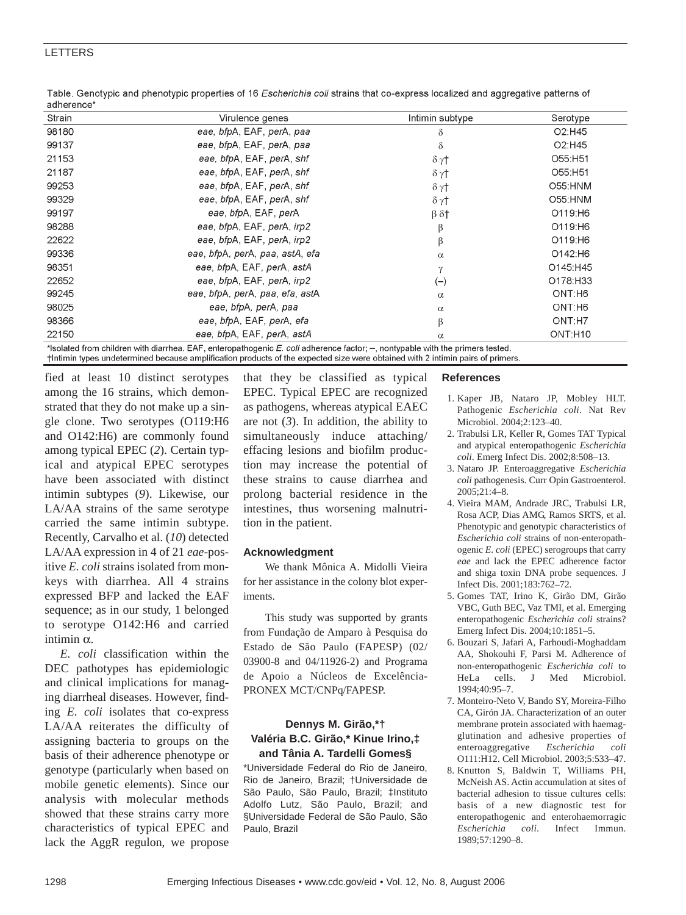Table. Genotypic and phenotypic properties of 16 *Escherichia coli* strains that co-express localized and aggregative patterns of adherence*

| Strain | Virulence genes | Intimin subtype | Serotype |
|---|---|---|---|
| 98180 | *eae*, *bfp*A, EAF, *per*A, *paa* | δ | O2:H45 |
| 99137 | *eae*, *bfp*A, EAF, *per*A, *paa* | δ | O2:H45 |
| 21153 | *eae*, *bfp*A, EAF, *per*A, *shf* | δ γ† | O55:H51 |
| 21187 | *eae*, *bfp*A, EAF, *per*A, *shf* | δ γ† | O55:H51 |
| 99253 | *eae*, *bfp*A, EAF, *per*A, *shf* | δ γ† | O55:HNM |
| 99329 | *eae*, *bfp*A, EAF, *per*A, *shf* | δ γ† | O55:HNM |
| 99197 | *eae*, *bfp*A, EAF, *per*A | β δ† | O119:H6 |
| 98288 | *eae*, *bfp*A, EAF, *per*A, *irp2* | β | O119:H6 |
| 22622 | *eae*, *bfp*A, EAF, *per*A, *irp2* | β | O119:H6 |
| 99336 | *eae*, *bfp*A, *per*A, *paa*, *ast*A, *efa* | α | O142:H6 |
| 98351 | *eae*, *bfp*A, EAF, *per*A, *ast*A | γ | O145:H45 |
| 22652 | *eae*, *bfp*A, EAF, *per*A, *irp2* | (–) | O178:H33 |
| 99245 | *eae*, *bfp*A, *per*A, *paa*, *efa*, *ast*A | α | ONT:H6 |
| 98025 | *eae*, *bfp*A, *per*A, *paa* | α | ONT:H6 |
| 98366 | *eae*, *bfp*A, EAF, *per*A, *efa* | β | ONT:H7 |
| 22150 | *eae*, *bfp*A, EAF, *per*A, *ast*A | α | ONT:H10 |

*Isolated from children with diarrhea. EAF, enteropathogenic *E. coli* adherence factor; –, nontypable with the primers tested.
†Intimin types undetermined because amplification products of the expected size were obtained with 2 intimin pairs of primers.

fied at least 10 distinct serotypes among the 16 strains, which demonstrated that they do not make up a single clone. Two serotypes (O119:H6 and O142:H6) are commonly found among typical EPEC (*2*). Certain typical and atypical EPEC serotypes have been associated with distinct intimin subtypes (*9*). Likewise, our LA/AA strains of the same serotype carried the same intimin subtype. Recently, Carvalho et al. (*10*) detected LA/AA expression in 4 of 21 *eae*-positive *E. coli* strains isolated from monkeys with diarrhea. All 4 strains expressed BFP and lacked the EAF sequence; as in our study, 1 belonged to serotype O142:H6 and carried intimin α.

*E. coli* classification within the DEC pathotypes has epidemiologic and clinical implications for managing diarrheal diseases. However, finding *E. coli* isolates that co-express LA/AA reiterates the difficulty of assigning bacteria to groups on the basis of their adherence phenotype or genotype (particularly when based on mobile genetic elements). Since our analysis with molecular methods showed that these strains carry more characteristics of typical EPEC and lack the AggR regulon, we propose that they be classified as typical EPEC. Typical EPEC are recognized as pathogens, whereas atypical EAEC are not (*3*). In addition, the ability to simultaneously induce attaching/effacing lesions and biofilm production may increase the potential of these strains to cause diarrhea and prolong bacterial residence in the intestines, thus worsening malnutrition in the patient.

### Acknowledgment

We thank Mônica A. Midolli Vieira for her assistance in the colony blot experiments.

This study was supported by grants from Fundação de Amparo à Pesquisa do Estado de São Paulo (FAPESP) (02/03900-8 and 04/11926-2) and Programa de Apoio a Núcleos de Excelência-PRONEX MCT/CNPq/FAPESP.

**Dennys M. Girão,\*† Valéria B.C. Girão,\* Kinue Irino,‡ and Tânia A. Tardelli Gomes§**

\*Universidade Federal do Rio de Janeiro, Rio de Janeiro, Brazil; †Universidade de São Paulo, São Paulo, Brazil; ‡Instituto Adolfo Lutz, São Paulo, Brazil; and §Universidade Federal de São Paulo, São Paulo, Brazil

### References

1. Kaper JB, Nataro JP, Mobley HLT. Pathogenic *Escherichia coli*. Nat Rev Microbiol. 2004;2:123–40.
2. Trabulsi LR, Keller R, Gomes TAT Typical and atypical enteropathogenic *Escherichia coli*. Emerg Infect Dis. 2002;8:508–13.
3. Nataro JP. Enteroaggregative *Escherichia coli* pathogenesis. Curr Opin Gastroenterol. 2005;21:4–8.
4. Vieira MAM, Andrade JRC, Trabulsi LR, Rosa ACP, Dias AMG, Ramos SRTS, et al. Phenotypic and genotypic characteristics of *Escherichia coli* strains of non-enteropathogenic *E. coli* (EPEC) serogroups that carry *eae* and lack the EPEC adherence factor and shiga toxin DNA probe sequences. J Infect Dis. 2001;183:762–72.
5. Gomes TAT, Irino K, Girão DM, Girão VBC, Guth BEC, Vaz TMI, et al. Emerging enteropathogenic *Escherichia coli* strains? Emerg Infect Dis. 2004;10:1851–5.
6. Bouzari S, Jafari A, Farhoudi-Moghaddam AA, Shokouhi F, Parsi M. Adherence of non-enteropathogenic *Escherichia coli* to HeLa cells. J Med Microbiol. 1994;40:95–7.
7. Monteiro-Neto V, Bando SY, Moreira-Filho CA, Girón JA. Characterization of an outer membrane protein associated with haemagglutination and adhesive properties of enteroaggregative *Escherichia coli* O111:H12. Cell Microbiol. 2003;5:533–47.
8. Knutton S, Baldwin T, Williams PH, McNeish AS. Actin accumulation at sites of bacterial adhesion to tissue cultures cells: basis of a new diagnostic test for enteropathogenic and enterohaemorragic *Escherichia coli*. Infect Immun. 1989;57:1290–8.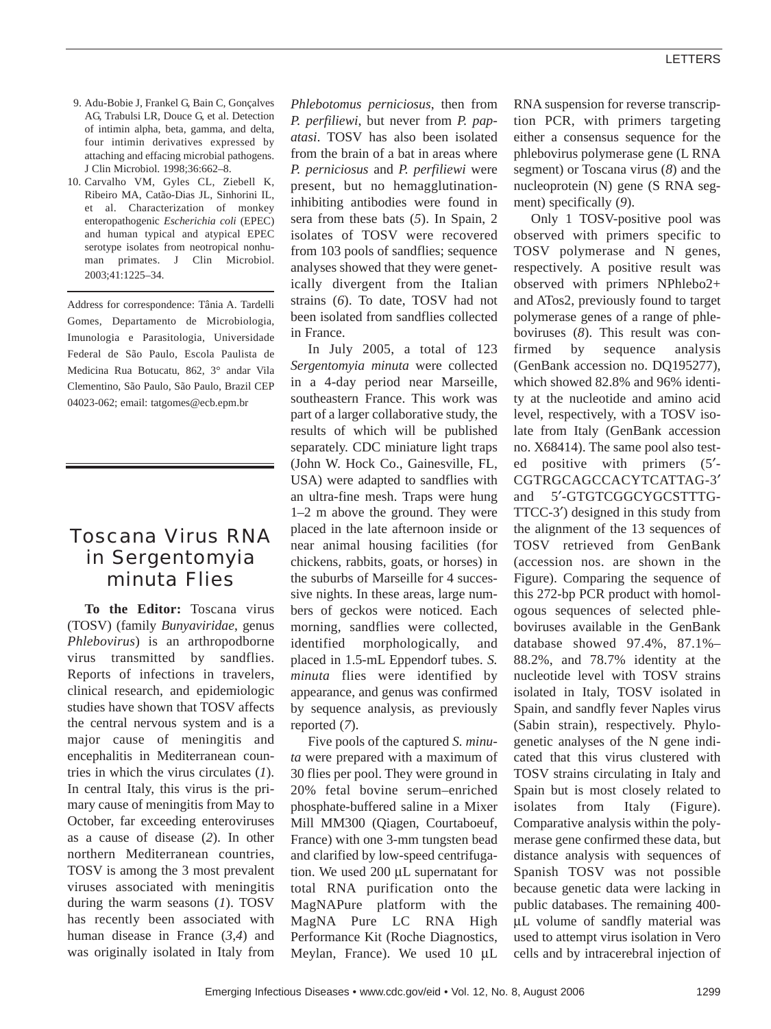9. Adu-Bobie J, Frankel G, Bain C, Gonçalves AG, Trabulsi LR, Douce G, et al. Detection of intimin alpha, beta, gamma, and delta, four intimin derivatives expressed by attaching and effacing microbial pathogens. J Clin Microbiol. 1998;36:662–8.
10. Carvalho VM, Gyles CL, Ziebell K, Ribeiro MA, Catão-Dias JL, Sinhorini IL, et al. Characterization of monkey enteropathogenic *Escherichia coli* (EPEC) and human typical and atypical EPEC serotype isolates from neotropical nonhuman primates. J Clin Microbiol. 2003;41:1225–34.

Address for correspondence: Tânia A. Tardelli Gomes, Departamento de Microbiologia, Imunologia e Parasitologia, Universidade Federal de São Paulo, Escola Paulista de Medicina Rua Botucatu, 862, 3° andar Vila Clementino, São Paulo, São Paulo, Brazil CEP 04023-062; email: tatgomes@ecb.epm.br

# Toscana Virus RNA in *Sergentomyia minuta* Flies

**To the Editor:** Toscana virus (TOSV) (family *Bunyaviridae*, genus *Phlebovirus*) is an arthropodborne virus transmitted by sandflies. Reports of infections in travelers, clinical research, and epidemiologic studies have shown that TOSV affects the central nervous system and is a major cause of meningitis and encephalitis in Mediterranean countries in which the virus circulates (*1*). In central Italy, this virus is the primary cause of meningitis from May to October, far exceeding enteroviruses as a cause of disease (*2*). In other northern Mediterranean countries, TOSV is among the 3 most prevalent viruses associated with meningitis during the warm seasons (*1*). TOSV has recently been associated with human disease in France (*3*,*4*) and was originally isolated in Italy from *Phlebotomus perniciosus*, then from *P. perfiliewi*, but never from *P. papatasi*. TOSV has also been isolated from the brain of a bat in areas where *P. perniciosus* and *P. perfiliewi* were present, but no hemagglutination-inhibiting antibodies were found in sera from these bats (*5*). In Spain, 2 isolates of TOSV were recovered from 103 pools of sandflies; sequence analyses showed that they were genetically divergent from the Italian strains (*6*). To date, TOSV had not been isolated from sandflies collected in France.

In July 2005, a total of 123 *Sergentomyia minuta* were collected in a 4-day period near Marseille, southeastern France. This work was part of a larger collaborative study, the results of which will be published separately. CDC miniature light traps (John W. Hock Co., Gainesville, FL, USA) were adapted to sandflies with an ultra-fine mesh. Traps were hung 1–2 m above the ground. They were placed in the late afternoon inside or near animal housing facilities (for chickens, rabbits, goats, or horses) in the suburbs of Marseille for 4 successive nights. In these areas, large numbers of geckos were noticed. Each morning, sandflies were collected, identified morphologically, and placed in 1.5-mL Eppendorf tubes. *S. minuta* flies were identified by appearance, and genus was confirmed by sequence analysis, as previously reported (*7*).

Five pools of the captured *S. minuta* were prepared with a maximum of 30 flies per pool. They were ground in 20% fetal bovine serum–enriched phosphate-buffered saline in a Mixer Mill MM300 (Qiagen, Courtaboeuf, France) with one 3-mm tungsten bead and clarified by low-speed centrifugation. We used 200 μL supernatant for total RNA purification onto the MagNAPure platform with the MagNA Pure LC RNA High Performance Kit (Roche Diagnostics, Meylan, France). We used 10 μL RNA suspension for reverse transcription PCR, with primers targeting either a consensus sequence for the phlebovirus polymerase gene (L RNA segment) or Toscana virus (*8*) and the nucleoprotein (N) gene (S RNA segment) specifically (*9*).

Only 1 TOSV-positive pool was observed with primers specific to TOSV polymerase and N genes, respectively. A positive result was observed with primers NPhlebo2+ and ATos2, previously found to target polymerase genes of a range of phleboviruses (*8*). This result was confirmed by sequence analysis (GenBank accession no. DQ195277), which showed 82.8% and 96% identity at the nucleotide and amino acid level, respectively, with a TOSV isolate from Italy (GenBank accession no. X68414). The same pool also tested positive with primers (5′-CGTRGCAGCCACYTCATTAG-3′ and 5′-GTGTCGGCYGCSTTTG-TTCC-3′) designed in this study from the alignment of the 13 sequences of TOSV retrieved from GenBank (accession nos. are shown in the Figure). Comparing the sequence of this 272-bp PCR product with homologous sequences of selected phleboviruses available in the GenBank database showed 97.4%, 87.1%–88.2%, and 78.7% identity at the nucleotide level with TOSV strains isolated in Italy, TOSV isolated in Spain, and sandfly fever Naples virus (Sabin strain), respectively. Phylogenetic analyses of the N gene indicated that this virus clustered with TOSV strains circulating in Italy and Spain but is most closely related to isolates from Italy (Figure). Comparative analysis within the polymerase gene confirmed these data, but distance analysis with sequences of Spanish TOSV was not possible because genetic data were lacking in public databases. The remaining 400-μL volume of sandfly material was used to attempt virus isolation in Vero cells and by intracerebral injection of